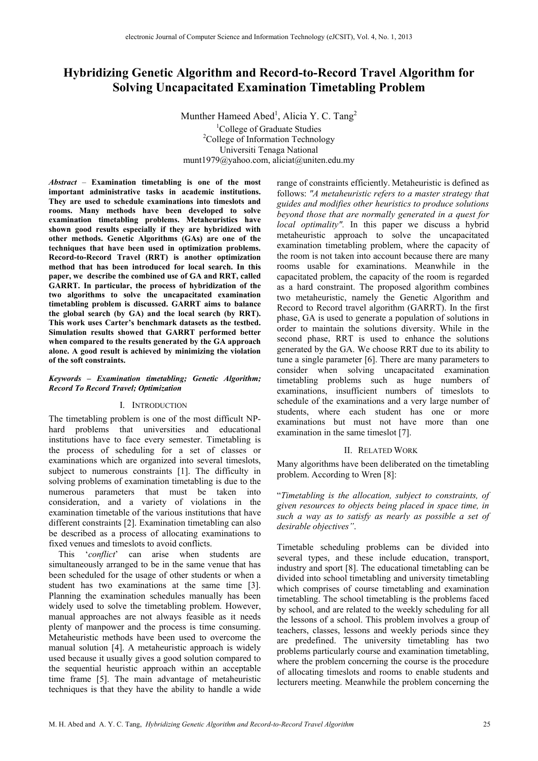# Hybridizing Genetic Algorithm and Record-to-Record Travel Algorithm for Solving Uncapacitated Examination Timetabling Problem

Munther Hameed Abed[1], Alicia Y. C. Tang[2]

[1]College of Graduate Studies
[2]College of Information Technology
Universiti Tenaga National
munt1979@yahoo.com, aliciat@uniten.edu.my

***Abstract*** – **Examination timetabling is one of the most important administrative tasks in academic institutions. They are used to schedule examinations into timeslots and rooms. Many methods have been developed to solve examination timetabling problems. Metaheuristics have shown good results especially if they are hybridized with other methods. Genetic Algorithms (GAs) are one of the techniques that have been used in optimization problems. Record-to-Record Travel (RRT) is another optimization method that has been introduced for local search. In this paper, we describe the combined use of GA and RRT, called GARRT. In particular, the process of hybridization of the two algorithms to solve the uncapacitated examination timetabling problem is discussed. GARRT aims to balance the global search (by GA) and the local search (by RRT). This work uses Carter's benchmark datasets as the testbed. Simulation results showed that GARRT performed better when compared to the results generated by the GA approach alone. A good result is achieved by minimizing the violation of the soft constraints.**

***Keywords – Examination timetabling; Genetic Algorithm; Record To Record Travel; Optimization***

## I. Introduction

The timetabling problem is one of the most difficult NP-hard problems that universities and educational institutions have to face every semester. Timetabling is the process of scheduling for a set of classes or examinations which are organized into several timeslots, subject to numerous constraints [1]. The difficulty in solving problems of examination timetabling is due to the numerous parameters that must be taken into consideration, and a variety of violations in the examination timetable of the various institutions that have different constraints [2]. Examination timetabling can also be described as a process of allocating examinations to fixed venues and timeslots to avoid conflicts.

This '*conflict*' can arise when students are simultaneously arranged to be in the same venue that has been scheduled for the usage of other students or when a student has two examinations at the same time [3]. Planning the examination schedules manually has been widely used to solve the timetabling problem. However, manual approaches are not always feasible as it needs plenty of manpower and the process is time consuming. Metaheuristic methods have been used to overcome the manual solution [4]. A metaheuristic approach is widely used because it usually gives a good solution compared to the sequential heuristic approach within an acceptable time frame [5]. The main advantage of metaheuristic techniques is that they have the ability to handle a wide range of constraints efficiently. Metaheuristic is defined as follows: *"A metaheuristic refers to a master strategy that guides and modifies other heuristics to produce solutions beyond those that are normally generated in a quest for local optimality"*. In this paper we discuss a hybrid metaheuristic approach to solve the uncapacitated examination timetabling problem, where the capacity of the room is not taken into account because there are many rooms usable for examinations. Meanwhile in the capacitated problem, the capacity of the room is regarded as a hard constraint. The proposed algorithm combines two metaheuristic, namely the Genetic Algorithm and Record to Record travel algorithm (GARRT). In the first phase, GA is used to generate a population of solutions in order to maintain the solutions diversity. While in the second phase, RRT is used to enhance the solutions generated by the GA. We choose RRT due to its ability to tune a single parameter [6]. There are many parameters to consider when solving uncapacitated examination timetabling problems such as huge numbers of examinations, insufficient numbers of timeslots to schedule of the examinations and a very large number of students, where each student has one or more examinations but must not have more than one examination in the same timeslot [7].

## II. Related Work

Many algorithms have been deliberated on the timetabling problem. According to Wren [8]:

"*Timetabling is the allocation, subject to constraints, of given resources to objects being placed in space time, in such a way as to satisfy as nearly as possible a set of desirable objectives"*.

Timetable scheduling problems can be divided into several types, and these include education, transport, industry and sport [8]. The educational timetabling can be divided into school timetabling and university timetabling which comprises of course timetabling and examination timetabling. The school timetabling is the problems faced by school, and are related to the weekly scheduling for all the lessons of a school. This problem involves a group of teachers, classes, lessons and weekly periods since they are predefined. The university timetabling has two problems particularly course and examination timetabling, where the problem concerning the course is the procedure of allocating timeslots and rooms to enable students and lecturers meeting. Meanwhile the problem concerning the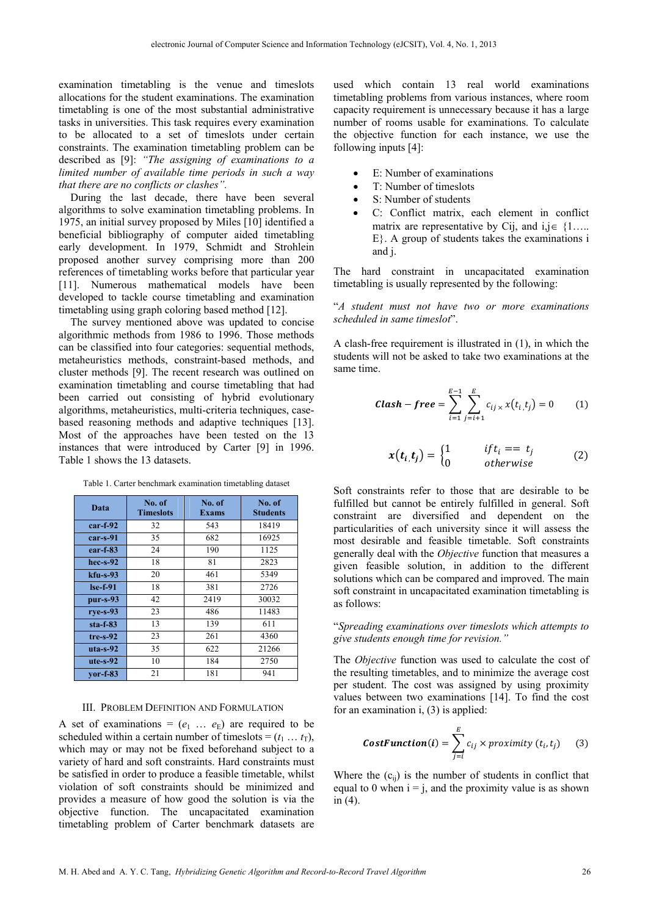examination timetabling is the venue and timeslots allocations for the student examinations. The examination timetabling is one of the most substantial administrative tasks in universities. This task requires every examination to be allocated to a set of timeslots under certain constraints. The examination timetabling problem can be described as [9]: *"The assigning of examinations to a limited number of available time periods in such a way that there are no conflicts or clashes"*.

During the last decade, there have been several algorithms to solve examination timetabling problems. In 1975, an initial survey proposed by Miles [10] identified a beneficial bibliography of computer aided timetabling early development. In 1979, Schmidt and Strohlein proposed another survey comprising more than 200 references of timetabling works before that particular year [11]. Numerous mathematical models have been developed to tackle course timetabling and examination timetabling using graph coloring based method [12].

The survey mentioned above was updated to concise algorithmic methods from 1986 to 1996. Those methods can be classified into four categories: sequential methods, metaheuristics methods, constraint-based methods, and cluster methods [9]. The recent research was outlined on examination timetabling and course timetabling that had been carried out consisting of hybrid evolutionary algorithms, metaheuristics, multi-criteria techniques, case-based reasoning methods and adaptive techniques [13]. Most of the approaches have been tested on the 13 instances that were introduced by Carter [9] in 1996. Table 1 shows the 13 datasets.

Table 1. Carter benchmark examination timetabling dataset

| Data | No. of Timeslots | No. of Exams | No. of Students |
|---|---|---|---|
| car-f-92 | 32 | 543 | 18419 |
| car-s-91 | 35 | 682 | 16925 |
| ear-f-83 | 24 | 190 | 1125 |
| hec-s-92 | 18 | 81 | 2823 |
| kfu-s-93 | 20 | 461 | 5349 |
| lse-f-91 | 18 | 381 | 2726 |
| pur-s-93 | 42 | 2419 | 30032 |
| rye-s-93 | 23 | 486 | 11483 |
| sta-f-83 | 13 | 139 | 611 |
| tre-s-92 | 23 | 261 | 4360 |
| uta-s-92 | 35 | 622 | 21266 |
| ute-s-92 | 10 | 184 | 2750 |
| yor-f-83 | 21 | 181 | 941 |

## III. Problem Definition and Formulation

A set of examinations = ($e_1$ … $e_E$) are required to be scheduled within a certain number of timeslots = ($t_1$ … $t_T$), which may or may not be fixed beforehand subject to a variety of hard and soft constraints. Hard constraints must be satisfied in order to produce a feasible timetable, whilst violation of soft constraints should be minimized and provides a measure of how good the solution is via the objective function. The uncapacitated examination timetabling problem of Carter benchmark datasets are used which contain 13 real world examinations timetabling problems from various instances, where room capacity requirement is unnecessary because it has a large number of rooms usable for examinations. To calculate the objective function for each instance, we use the following inputs [4]:

- E: Number of examinations
- T: Number of timeslots
- S: Number of students
- C: Conflict matrix, each element in conflict matrix are representative by Cij, and i,j∈ {1….. E}. A group of students takes the examinations i and j.

The hard constraint in uncapacitated examination timetabling is usually represented by the following:

"*A student must not have two or more examinations scheduled in same timeslot*".

A clash-free requirement is illustrated in (1), in which the students will not be asked to take two examinations at the same time.

$$\boldsymbol{Clash-free} = \sum_{i=1}^{E-1} \sum_{j=i+1}^{E} c_{ij} \times x(t_i, t_j) = 0 \qquad (1)$$

$$\boldsymbol{x(t_i, t_j)} = \begin{cases} 1 & if\, t_i == t_j \\ 0 & otherwise \end{cases} \qquad (2)$$

Soft constraints refer to those that are desirable to be fulfilled but cannot be entirely fulfilled in general. Soft constraint are diversified and dependent on the particularities of each university since it will assess the most desirable and feasible timetable. Soft constraints generally deal with the *Objective* function that measures a given feasible solution, in addition to the different solutions which can be compared and improved. The main soft constraint in uncapacitated examination timetabling is as follows:

"*Spreading examinations over timeslots which attempts to give students enough time for revision."*

The *Objective* function was used to calculate the cost of the resulting timetables, and to minimize the average cost per student. The cost was assigned by using proximity values between two examinations [14]. To find the cost for an examination i, (3) is applied:

$$\boldsymbol{CostFunction(i)} = \sum_{j=i}^{E} c_{ij} \times proximity\,(t_i, t_j) \qquad (3)$$

Where the ($c_{ij}$) is the number of students in conflict that equal to 0 when i = j, and the proximity value is as shown in (4).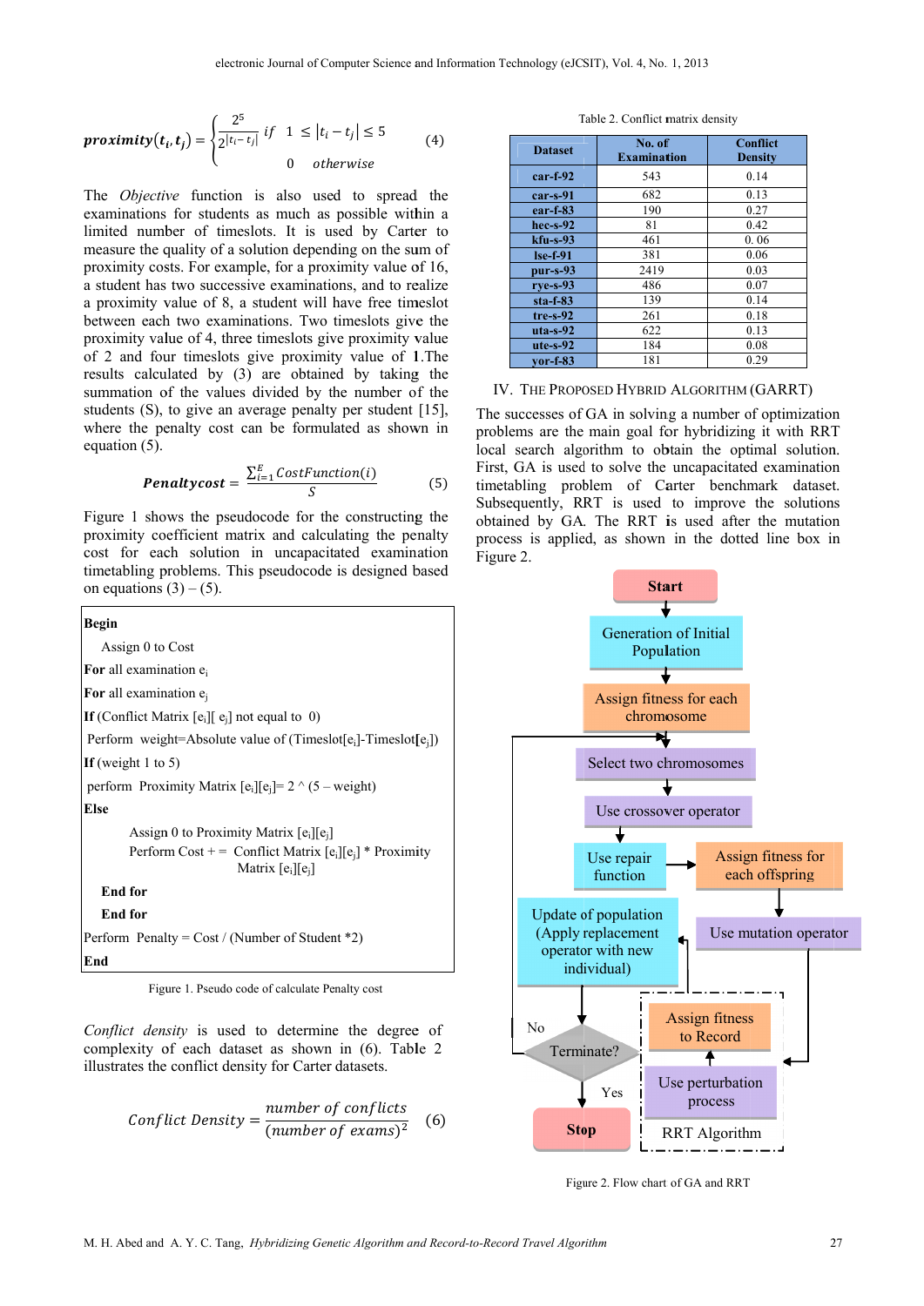$$proximity(t_i, t_j) = \begin{cases} \dfrac{2^5}{2^{|t_i - t_j|}} & if \quad 1 \le |t_i - t_j| \le 5 \\ 0 & otherwise \end{cases} \tag{4}$$

The *Objective* function is also used to spread the examinations for students as much as possible within a limited number of timeslots. It is used by Carter to measure the quality of a solution depending on the sum of proximity costs. For example, for a proximity value of 16, a student has two successive examinations, and to realize a proximity value of 8, a student will have free timeslot between each two examinations. Two timeslots give the proximity value of 4, three timeslots give proximity value of 2 and four timeslots give proximity value of 1.The results calculated by (3) are obtained by taking the summation of the values divided by the number of the students (S), to give an average penalty per student [15], where the penalty cost can be formulated as shown in equation (5).

$$Penaltycost = \frac{\sum_{i=1}^{E} CostFunction(i)}{S} \tag{5}$$

Figure 1 shows the pseudocode for the constructing the proximity coefficient matrix and calculating the penalty cost for each solution in uncapacitated examination timetabling problems. This pseudocode is designed based on equations (3) – (5).

```
Begin
    Assign 0 to Cost
For all examination ei
For all examination ej
If (Conflict Matrix [ei][ ej] not equal to 0)
 Perform weight=Absolute value of (Timeslot[ei]-Timeslot[ej])
If (weight 1 to 5)
 perform Proximity Matrix [ei][ej]= 2 ^ (5 – weight)
Else
        Assign 0 to Proximity Matrix [ei][ej]
        Perform Cost += Conflict Matrix [ei][ej] * Proximity
                        Matrix [ei][ej]
    End for
    End for
Perform Penalty = Cost / (Number of Student *2)
End
```

Figure 1. Pseudo code of calculate Penalty cost

*Conflict density* is used to determine the degree of complexity of each dataset as shown in (6). Table 2 illustrates the conflict density for Carter datasets.

$$Conflict\ Density = \frac{number\ of\ conflicts}{(number\ of\ exams)^2} \tag{6}$$

Table 2. Conflict matrix density

| Dataset | No. of Examination | Conflict Density |
|---|---|---|
| car-f-92 | 543 | 0.14 |
| car-s-91 | 682 | 0.13 |
| ear-f-83 | 190 | 0.27 |
| hec-s-92 | 81 | 0.42 |
| kfu-s-93 | 461 | 0. 06 |
| lse-f-91 | 381 | 0.06 |
| pur-s-93 | 2419 | 0.03 |
| rye-s-93 | 486 | 0.07 |
| sta-f-83 | 139 | 0.14 |
| tre-s-92 | 261 | 0.18 |
| uta-s-92 | 622 | 0.13 |
| ute-s-92 | 184 | 0.08 |
| yor-f-83 | 181 | 0.29 |

## IV. THE PROPOSED HYBRID ALGORITHM (GARRT)

The successes of GA in solving a number of optimization problems are the main goal for hybridizing it with RRT local search algorithm to obtain the optimal solution. First, GA is used to solve the uncapacitated examination timetabling problem of Carter benchmark dataset. Subsequently, RRT is used to improve the solutions obtained by GA. The RRT is used after the mutation process is applied, as shown in the dotted line box in Figure 2.

Start → Generation of Initial Population → Assign fitness for each chromosome → Select two chromosomes → Use crossover operator → Use repair function → Assign fitness for each offspring → Use mutation operator → RRT Algorithm (Use perturbation process → Assign fitness to Record) → Update of population (Apply replacement operator with new individual) → Terminate? (No → Select two chromosomes; Yes → Stop)

Figure 2. Flow chart of GA and RRT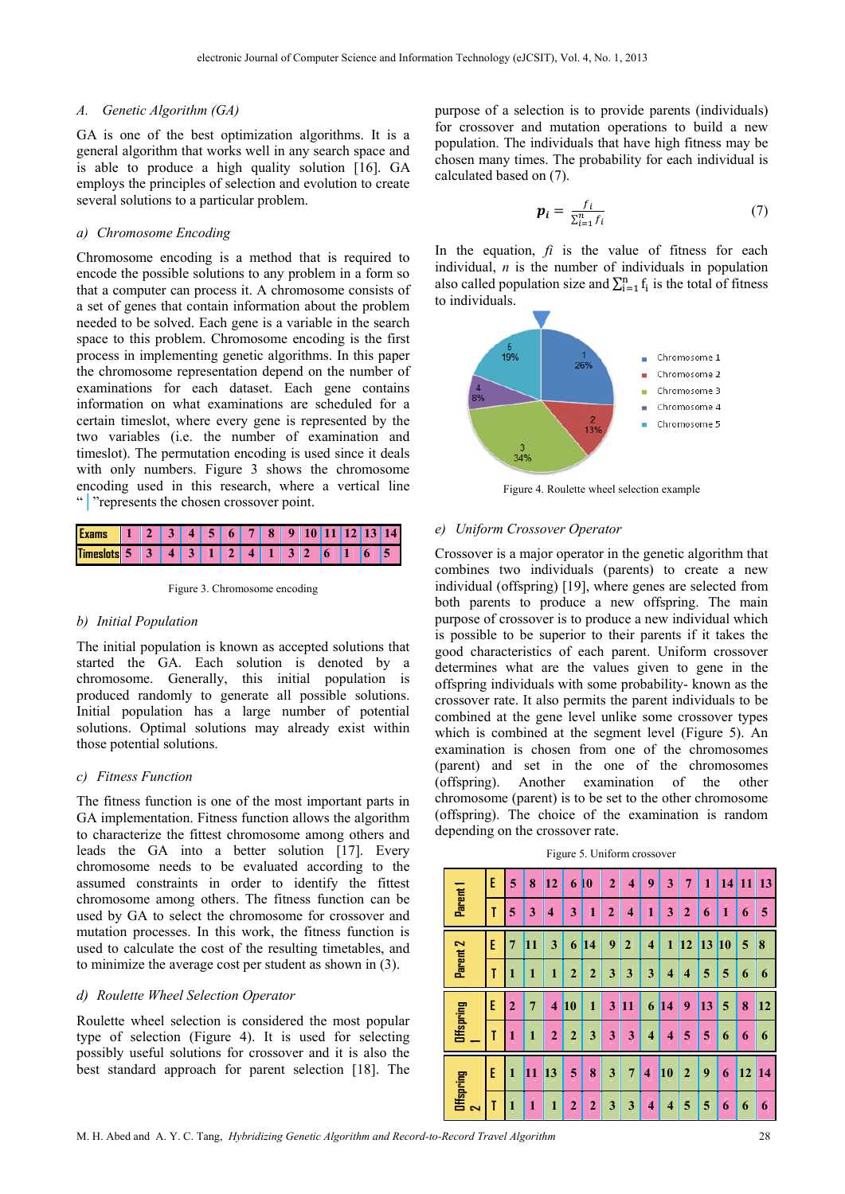### A. Genetic Algorithm (GA)

GA is one of the best optimization algorithms. It is a general algorithm that works well in any search space and is able to produce a high quality solution [16]. GA employs the principles of selection and evolution to create several solutions to a particular problem.

#### a) Chromosome Encoding

Chromosome encoding is a method that is required to encode the possible solutions to any problem in a form so that a computer can process it. A chromosome consists of a set of genes that contain information about the problem needed to be solved. Each gene is a variable in the search space to this problem. Chromosome encoding is the first process in implementing genetic algorithms. In this paper the chromosome representation depend on the number of examinations for each dataset. Each gene contains information on what examinations are scheduled for a certain timeslot, where every gene is represented by the two variables (i.e. the number of examination and timeslot). The permutation encoding is used since it deals with only numbers. Figure 3 shows the chromosome encoding used in this research, where a vertical line "|"represents the chosen crossover point.

| Exams | 1 | 2 | 3 | 4 | 5 | 6 | 7 | 8 | 9 | 10 | 11 | 12 | 13 | 14 |
|---|---|---|---|---|---|---|---|---|---|---|---|---|---|---|
| Timeslots | 5 | 3 | 4 | 3 | 1 | 2 | 4 | 1 | 3 | 2 | 6 | 1 | 6 | 5 |

Figure 3. Chromosome encoding

#### b) Initial Population

The initial population is known as accepted solutions that started the GA. Each solution is denoted by a chromosome. Generally, this initial population is produced randomly to generate all possible solutions. Initial population has a large number of potential solutions. Optimal solutions may already exist within those potential solutions.

#### c) Fitness Function

The fitness function is one of the most important parts in GA implementation. Fitness function allows the algorithm to characterize the fittest chromosome among others and leads the GA into a better solution [17]. Every chromosome needs to be evaluated according to the assumed constraints in order to identify the fittest chromosome among others. The fitness function can be used by GA to select the chromosome for crossover and mutation processes. In this work, the fitness function is used to calculate the cost of the resulting timetables, and to minimize the average cost per student as shown in (3).

#### d) Roulette Wheel Selection Operator

Roulette wheel selection is considered the most popular type of selection (Figure 4). It is used for selecting possibly useful solutions for crossover and it is also the best standard approach for parent selection [18]. The purpose of a selection is to provide parents (individuals) for crossover and mutation operations to build a new population. The individuals that have high fitness may be chosen many times. The probability for each individual is calculated based on (7).

$$p_i = \frac{f_i}{\sum_{i=1}^{n} f_i} \tag{7}$$

In the equation, $f_i$ is the value of fitness for each individual, $n$ is the number of individuals in population also called population size and $\sum_{i=1}^{n} f_i$ is the total of fitness to individuals.

Figure 4. Roulette wheel selection example

#### e) Uniform Crossover Operator

Crossover is a major operator in the genetic algorithm that combines two individuals (parents) to create a new individual (offspring) [19], where genes are selected from both parents to produce a new offspring. The main purpose of crossover is to produce a new individual which is possible to be superior to their parents if it takes the good characteristics of each parent. Uniform crossover determines what are the values given to gene in the offspring individuals with some probability- known as the crossover rate. It also permits the parent individuals to be combined at the gene level unlike some crossover types which is combined at the segment level (Figure 5). An examination is chosen from one of the chromosomes (parent) and set in the one of the chromosomes (offspring). Another examination of the other chromosome (parent) is to be set to the other chromosome (offspring). The choice of the examination is random depending on the crossover rate.

Figure 5. Uniform crossover

| | | | | | | | | | | | | | | | |
|---|---|---|---|---|---|---|---|---|---|---|---|---|---|---|---|
| Parent 1 | E | 5 | 8 | 12 | 6 | 10 | 2 | 4 | 9 | 3 | 7 | 1 | 14 | 11 | 13 |
| | T | 5 | 3 | 4 | 3 | 1 | 2 | 4 | 1 | 3 | 2 | 6 | 1 | 6 | 5 |
| Parent 2 | E | 7 | 11 | 3 | 6 | 14 | 9 | 2 | 4 | 1 | 12 | 13 | 10 | 5 | 8 |
| | T | 1 | 1 | 1 | 2 | 2 | 3 | 3 | 3 | 4 | 4 | 5 | 5 | 6 | 6 |
| Offspring 1 | E | 2 | 7 | 4 | 10 | 1 | 3 | 11 | 6 | 14 | 9 | 13 | 5 | 8 | 12 |
| | T | 1 | 1 | 2 | 2 | 3 | 3 | 3 | 4 | 4 | 5 | 5 | 6 | 6 | 6 |
| Offspring 2 | E | 1 | 11 | 13 | 5 | 8 | 3 | 7 | 4 | 10 | 2 | 9 | 6 | 12 | 14 |
| | T | 1 | 1 | 1 | 2 | 2 | 3 | 3 | 4 | 4 | 5 | 5 | 6 | 6 | 6 |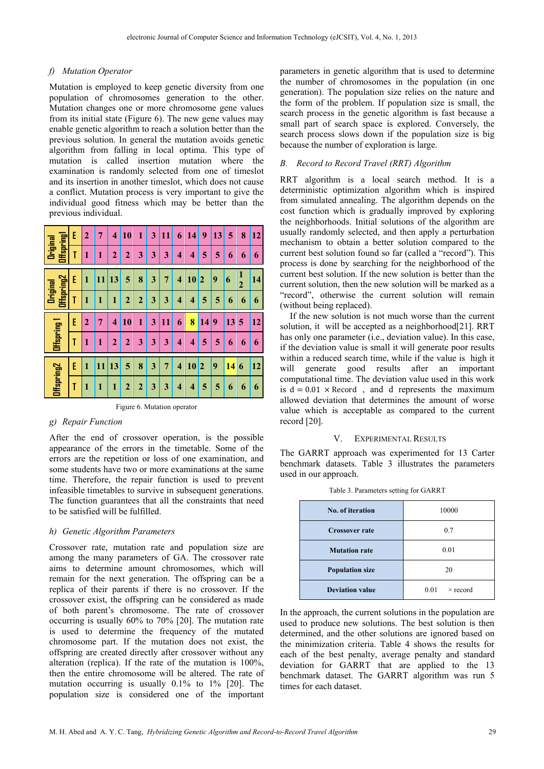### f) Mutation Operator

Mutation is employed to keep genetic diversity from one population of chromosomes generation to the other. Mutation changes one or more chromosome gene values from its initial state (Figure 6). The new gene values may enable genetic algorithm to reach a solution better than the previous solution. In general the mutation avoids genetic algorithm from falling in local optima. This type of mutation is called insertion mutation where the examination is randomly selected from one of timeslot and its insertion in another timeslot, which does not cause a conflict. Mutation process is very important to give the individual good fitness which may be better than the previous individual.

| Original Offspring1 | | | | | | | | | | | | | | |
|---|---|---|---|---|---|---|---|---|---|---|---|---|---|---|
| E | 2 | 7 | 4 | 10 | 1 | 3 | 11 | 6 | 14 | 9 | 13 | 5 | 8 | 12 |
| T | 1 | 1 | 2 | 2 | 3 | 3 | 3 | 4 | 4 | 5 | 5 | 6 | 6 | 6 |

| Original Offspring2 | | | | | | | | | | | | | | |
|---|---|---|---|---|---|---|---|---|---|---|---|---|---|---|
| E | 1 | 11 | 13 | 5 | 8 | 3 | 7 | 4 | 10 | 2 | 9 | 6 | 12 | 14 |
| T | 1 | 1 | 1 | 2 | 2 | 3 | 3 | 4 | 4 | 5 | 5 | 6 | 6 | 6 |

| Offspring1 | | | | | | | | | | | | | | |
|---|---|---|---|---|---|---|---|---|---|---|---|---|---|---|
| E | 2 | 7 | 4 | 10 | 1 | 3 | 11 | 6 | 8 | 14 | 9 | 13 | 5 | 12 |
| T | 1 | 1 | 2 | 2 | 3 | 3 | 3 | 4 | 4 | 5 | 5 | 6 | 6 | 6 |

| Offspring2 | | | | | | | | | | | | | | |
|---|---|---|---|---|---|---|---|---|---|---|---|---|---|---|
| E | 1 | 11 | 13 | 5 | 8 | 3 | 7 | 4 | 10 | 2 | 9 | 14 | 6 | 12 |
| T | 1 | 1 | 1 | 2 | 2 | 3 | 3 | 4 | 4 | 5 | 5 | 6 | 6 | 6 |

Figure 6. Mutation operator

### g) Repair Function

After the end of crossover operation, is the possible appearance of the errors in the timetable. Some of the errors are the repetition or loss of one examination, and some students have two or more examinations at the same time. Therefore, the repair function is used to prevent infeasible timetables to survive in subsequent generations. The function guarantees that all the constraints that need to be satisfied will be fulfilled.

### h) Genetic Algorithm Parameters

Crossover rate, mutation rate and population size are among the many parameters of GA. The crossover rate aims to determine amount chromosomes, which will remain for the next generation. The offspring can be a replica of their parents if there is no crossover. If the crossover exist, the offspring can be considered as made of both parent's chromosome. The rate of crossover occurring is usually 60% to 70% [20]. The mutation rate is used to determine the frequency of the mutated chromosome part. If the mutation does not exist, the offspring are created directly after crossover without any alteration (replica). If the rate of the mutation is 100%, then the entire chromosome will be altered. The rate of mutation occurring is usually 0.1% to 1% [20]. The population size is considered one of the important parameters in genetic algorithm that is used to determine the number of chromosomes in the population (in one generation). The population size relies on the nature and the form of the problem. If population size is small, the search process in the genetic algorithm is fast because a small part of search space is explored. Conversely, the search process slows down if the population size is big because the number of exploration is large.

## B. Record to Record Travel (RRT) Algorithm

RRT algorithm is a local search method. It is a deterministic optimization algorithm which is inspired from simulated annealing. The algorithm depends on the cost function which is gradually improved by exploring the neighborhoods. Initial solutions of the algorithm are usually randomly selected, and then apply a perturbation mechanism to obtain a better solution compared to the current best solution found so far (called a "record"). This process is done by searching for the neighborhood of the current best solution. If the new solution is better than the current solution, then the new solution will be marked as a "record", otherwise the current solution will remain (without being replaced).

If the new solution is not much worse than the current solution, it will be accepted as a neighborhood[21]. RRT has only one parameter (i.e., deviation value). In this case, if the deviation value is small it will generate poor results within a reduced search time, while if the value is high it will generate good results after an important computational time. The deviation value used in this work is $d = 0.01 \times \text{Record}$, and d represents the maximum allowed deviation that determines the amount of worse value which is acceptable as compared to the current record [20].

# V. Experimental Results

The GARRT approach was experimented for 13 Carter benchmark datasets. Table 3 illustrates the parameters used in our approach.

Table 3. Parameters setting for GARRT

| Parameter | Value |
|---|---|
| **No. of iteration** | 10000 |
| **Crossover rate** | 0.7 |
| **Mutation rate** | 0.01 |
| **Population size** | 20 |
| **Deviation value** | 0.01 × record |

In the approach, the current solutions in the population are used to produce new solutions. The best solution is then determined, and the other solutions are ignored based on the minimization criteria. Table 4 shows the results for each of the best penalty, average penalty and standard deviation for GARRT that are applied to the 13 benchmark dataset. The GARRT algorithm was run 5 times for each dataset.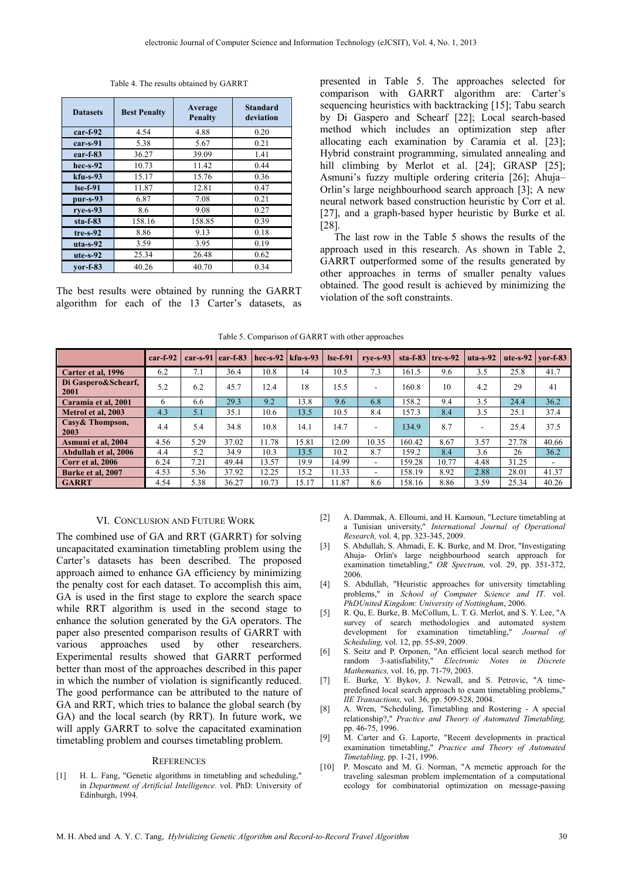Table 4. The results obtained by GARRT

| Datasets | Best Penalty | Average Penalty | Standard deviation |
|---|---|---|---|
| car-f-92 | 4.54 | 4.88 | 0.20 |
| car-s-91 | 5.38 | 5.67 | 0.21 |
| ear-f-83 | 36.27 | 39.09 | 1.41 |
| hec-s-92 | 10.73 | 11.42 | 0.44 |
| kfu-s-93 | 15.17 | 15.76 | 0.36 |
| lse-f-91 | 11.87 | 12.81 | 0.47 |
| pur-s-93 | 6.87 | 7.08 | 0.21 |
| rye-s-93 | 8.6 | 9.08 | 0.27 |
| sta-f-83 | 158.16 | 158.85 | 0.39 |
| tre-s-92 | 8.86 | 9.13 | 0.18 |
| uta-s-92 | 3.59 | 3.95 | 0.19 |
| ute-s-92 | 25.34 | 26.48 | 0.62 |
| yor-f-83 | 40.26 | 40.70 | 0.34 |

The best results were obtained by running the GARRT algorithm for each of the 13 Carter's datasets, as presented in Table 5. The approaches selected for comparison with GARRT algorithm are: Carter's sequencing heuristics with backtracking [15]; Tabu search by Di Gaspero and Schearf [22]; Local search-based method which includes an optimization step after allocating each examination by Caramia et al. [23]; Hybrid constraint programming, simulated annealing and hill climbing by Merlot et al. [24]; GRASP [25]; Asmuni's fuzzy multiple ordering criteria [26]; Ahuja–Orlin's large neighbourhood search approach [3]; A new neural network based construction heuristic by Corr et al. [27], and a graph-based hyper heuristic by Burke et al. [28].

The last row in the Table 5 shows the results of the approach used in this research. As shown in Table 2, GARRT outperformed some of the results generated by other approaches in terms of smaller penalty values obtained. The good result is achieved by minimizing the violation of the soft constraints.

Table 5. Comparison of GARRT with other approaches

| | car-f-92 | car-s-91 | ear-f-83 | hec-s-92 | kfu-s-93 | lse-f-91 | rye-s-93 | sta-f-83 | tre-s-92 | uta-s-92 | ute-s-92 | yor-f-83 |
|---|---|---|---|---|---|---|---|---|---|---|---|---|
| Carter et al, 1996 | 6.2 | 7.1 | 36.4 | 10.8 | 14 | 10.5 | 7.3 | 161.5 | 9.6 | 3.5 | 25.8 | 41.7 |
| Di Gaspero&Schearf, 2001 | 5.2 | 6.2 | 45.7 | 12.4 | 18 | 15.5 | - | 160.8 | 10 | 4.2 | 29 | 41 |
| Caramia et al, 2001 | 6 | 6.6 | 29.3 | 9.2 | 13.8 | 9.6 | 6.8 | 158.2 | 9.4 | 3.5 | 24.4 | 36.2 |
| Metrol et al, 2003 | 4.3 | 5.1 | 35.1 | 10.6 | 13.5 | 10.5 | 8.4 | 157.3 | 8.4 | 3.5 | 25.1 | 37.4 |
| Casy& Thompson, 2003 | 4.4 | 5.4 | 34.8 | 10.8 | 14.1 | 14.7 | - | 134.9 | 8.7 | - | 25.4 | 37.5 |
| Asmuni et al, 2004 | 4.56 | 5.29 | 37.02 | 11.78 | 15.81 | 12.09 | 10.35 | 160.42 | 8.67 | 3.57 | 27.78 | 40.66 |
| Abdullah et al, 2006 | 4.4 | 5.2 | 34.9 | 10.3 | 13.5 | 10.2 | 8.7 | 159.2 | 8.4 | 3.6 | 26 | 36.2 |
| Corr et al, 2006 | 6.24 | 7.21 | 49.44 | 13.57 | 19.9 | 14.99 | - | 159.28 | 10.77 | 4.48 | 31.25 | - |
| Burke et al, 2007 | 4.53 | 5.36 | 37.92 | 12.25 | 15.2 | 11.33 | - | 158.19 | 8.92 | 2.88 | 28.01 | 41.37 |
| GARRT | 4.54 | 5.38 | 36.27 | 10.73 | 15.17 | 11.87 | 8.6 | 158.16 | 8.86 | 3.59 | 25.34 | 40.26 |

## VI. Conclusion and Future Work

The combined use of GA and RRT (GARRT) for solving uncapacitated examination timetabling problem using the Carter's datasets has been described. The proposed approach aimed to enhance GA efficiency by minimizing the penalty cost for each dataset. To accomplish this aim, GA is used in the first stage to explore the search space while RRT algorithm is used in the second stage to enhance the solution generated by the GA operators. The paper also presented comparison results of GARRT with various approaches used by other researchers. Experimental results showed that GARRT performed better than most of the approaches described in this paper in which the number of violation is significantly reduced. The good performance can be attributed to the nature of GA and RRT, which tries to balance the global search (by GA) and the local search (by RRT). In future work, we will apply GARRT to solve the capacitated examination timetabling problem and courses timetabling problem.

## References

[1] H. L. Fang, "Genetic algorithms in timetabling and scheduling," in *Department of Artificial Intelligence*. vol. PhD: University of Edinburgh, 1994.

[2] A. Dammak, A. Elloumi, and H. Kamoun, "Lecture timetabling at a Tunisian university," *International Journal of Operational Research,* vol. 4, pp. 323-345, 2009.

[3] S. Abdullah, S. Ahmadi, E. K. Burke, and M. Dror, "Investigating Ahuja- Orlin's large neighbourhood search approach for examination timetabling," *OR Spectrum,* vol. 29, pp. 351-372, 2006.

[4] S. Abdullah, "Heuristic approaches for university timetabling problems," in *School of Computer Science and IT*. vol. *PhDUnited Kingdom*: *University of Nottingham*, 2006.

[5] R. Qu, E. Burke, B. McCollum, L. T. G. Merlot, and S. Y. Lee, "A survey of search methodologies and automated system development for examination timetabling," *Journal of Scheduling,* vol. 12, pp. 55-89, 2009.

[6] S. Seitz and P. Orponen, "An efficient local search method for random 3-satisfiability," *Electronic Notes in Discrete Mathematics,* vol. 16, pp. 71-79, 2003.

[7] E. Burke, Y. Bykov, J. Newall, and S. Petrovic, "A time-predefined local search approach to exam timetabling problems," *IIE Transactions,* vol. 36, pp. 509-528, 2004.

[8] A. Wren, "Scheduling, Timetabling and Rostering - A special relationship?," *Practice and Theory of Automated Timetabling,* pp. 46-75, 1996.

[9] M. Carter and G. Laporte, "Recent developments in practical examination timetabling," *Practice and Theory of Automated Timetabling,* pp. 1-21, 1996.

[10] P. Moscato and M. G. Norman, "A memetic approach for the traveling salesman problem implementation of a computational ecology for combinatorial optimization on message-passing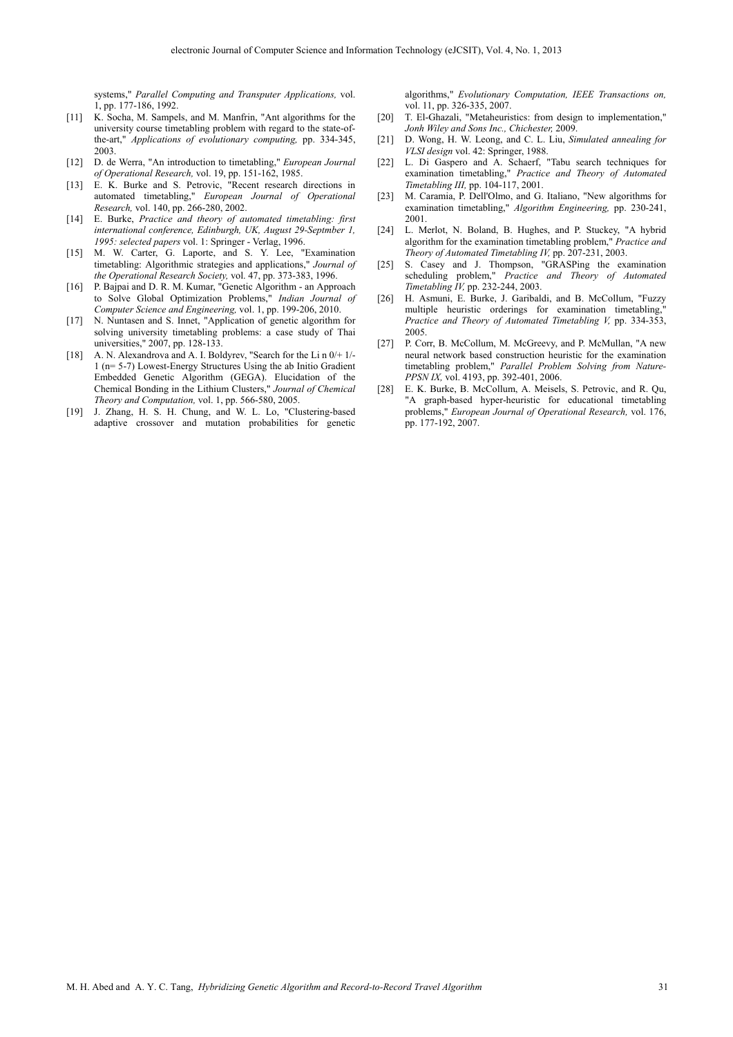systems," *Parallel Computing and Transputer Applications,* vol. 1, pp. 177-186, 1992.

[11] K. Socha, M. Sampels, and M. Manfrin, "Ant algorithms for the university course timetabling problem with regard to the state-of-the-art," *Applications of evolutionary computing,* pp. 334-345, 2003.

[12] D. de Werra, "An introduction to timetabling," *European Journal of Operational Research,* vol. 19, pp. 151-162, 1985.

[13] E. K. Burke and S. Petrovic, "Recent research directions in automated timetabling," *European Journal of Operational Research,* vol. 140, pp. 266-280, 2002.

[14] E. Burke, *Practice and theory of automated timetabling: first international conference, Edinburgh, UK, August 29-Septmber 1, 1995: selected papers* vol. 1: Springer - Verlag, 1996.

[15] M. W. Carter, G. Laporte, and S. Y. Lee, "Examination timetabling: Algorithmic strategies and applications," *Journal of the Operational Research Society,* vol. 47, pp. 373-383, 1996.

[16] P. Bajpai and D. R. M. Kumar, "Genetic Algorithm - an Approach to Solve Global Optimization Problems," *Indian Journal of Computer Science and Engineering,* vol. 1, pp. 199-206, 2010.

[17] N. Nuntasen and S. Innet, "Application of genetic algorithm for solving university timetabling problems: a case study of Thai universities," 2007, pp. 128-133.

[18] A. N. Alexandrova and A. I. Boldyrev, "Search for the Li n 0/+ 1/-1 (n= 5-7) Lowest-Energy Structures Using the ab Initio Gradient Embedded Genetic Algorithm (GEGA). Elucidation of the Chemical Bonding in the Lithium Clusters," *Journal of Chemical Theory and Computation,* vol. 1, pp. 566-580, 2005.

[19] J. Zhang, H. S. H. Chung, and W. L. Lo, "Clustering-based adaptive crossover and mutation probabilities for genetic algorithms," *Evolutionary Computation, IEEE Transactions on,* vol. 11, pp. 326-335, 2007.

[20] T. El-Ghazali, "Metaheuristics: from design to implementation," *Jonh Wiley and Sons Inc., Chichester,* 2009.

[21] D. Wong, H. W. Leong, and C. L. Liu, *Simulated annealing for VLSI design* vol. 42: Springer, 1988.

[22] L. Di Gaspero and A. Schaerf, "Tabu search techniques for examination timetabling," *Practice and Theory of Automated Timetabling III,* pp. 104-117, 2001.

[23] M. Caramia, P. Dell'Olmo, and G. Italiano, "New algorithms for examination timetabling," *Algorithm Engineering,* pp. 230-241, 2001.

[24] L. Merlot, N. Boland, B. Hughes, and P. Stuckey, "A hybrid algorithm for the examination timetabling problem," *Practice and Theory of Automated Timetabling IV,* pp. 207-231, 2003.

[25] S. Casey and J. Thompson, "GRASPing the examination scheduling problem," *Practice and Theory of Automated Timetabling IV,* pp. 232-244, 2003.

[26] H. Asmuni, E. Burke, J. Garibaldi, and B. McCollum, "Fuzzy multiple heuristic orderings for examination timetabling," *Practice and Theory of Automated Timetabling V,* pp. 334-353, 2005.

[27] P. Corr, B. McCollum, M. McGreevy, and P. McMullan, "A new neural network based construction heuristic for the examination timetabling problem," *Parallel Problem Solving from Nature-PPSN IX,* vol. 4193, pp. 392-401, 2006.

[28] E. K. Burke, B. McCollum, A. Meisels, S. Petrovic, and R. Qu, "A graph-based hyper-heuristic for educational timetabling problems," *European Journal of Operational Research,* vol. 176, pp. 177-192, 2007.